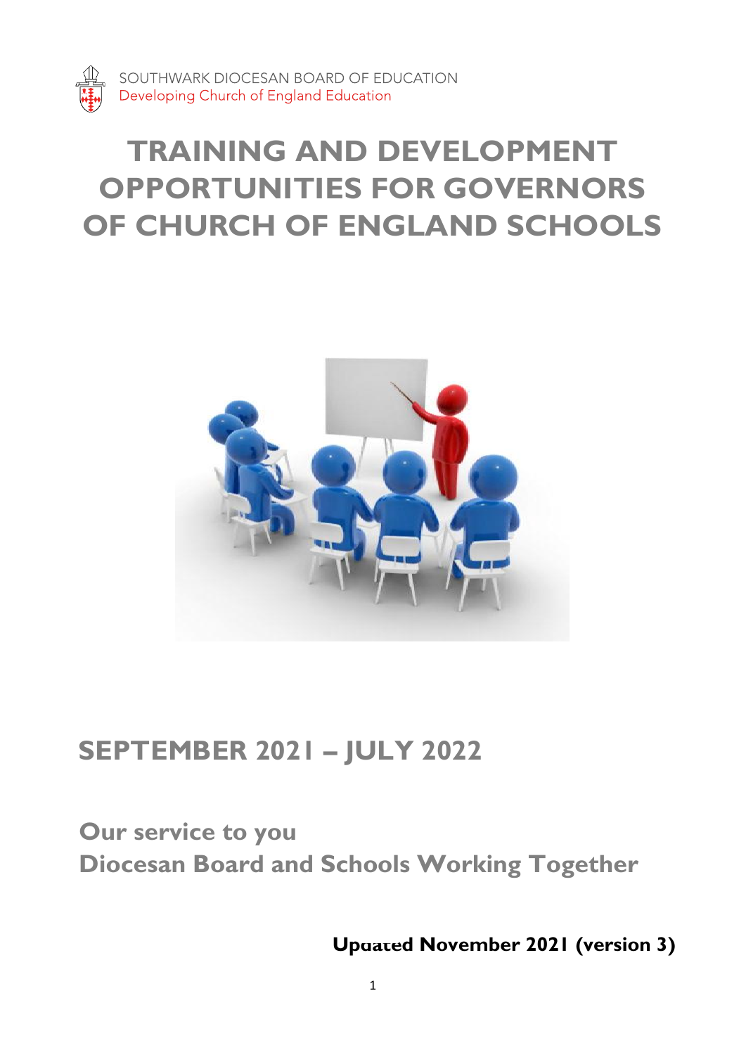SOUTHWARK DIOCESAN BOARD OF EDUCATION
Developing Church of England Education

# TRAINING AND DEVELOPMENT OPPORTUNITIES FOR GOVERNORS OF CHURCH OF ENGLAND SCHOOLS

## SEPTEMBER 2021 – JULY 2022

### Our service to you
### Diocesan Board and Schools Working Together

**Updated November 2021 (version 3)**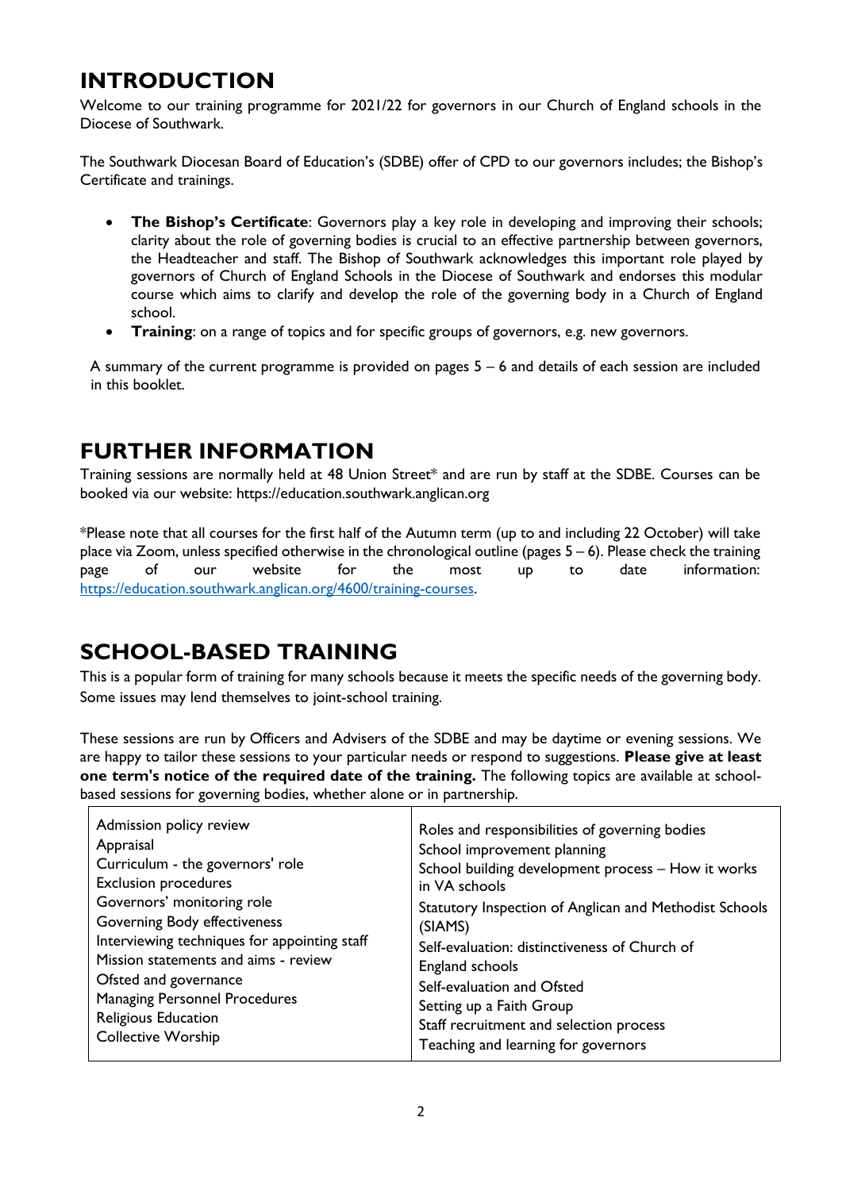# INTRODUCTION

Welcome to our training programme for 2021/22 for governors in our Church of England schools in the Diocese of Southwark.

The Southwark Diocesan Board of Education's (SDBE) offer of CPD to our governors includes; the Bishop's Certificate and trainings.

- **The Bishop's Certificate**: Governors play a key role in developing and improving their schools; clarity about the role of governing bodies is crucial to an effective partnership between governors, the Headteacher and staff. The Bishop of Southwark acknowledges this important role played by governors of Church of England Schools in the Diocese of Southwark and endorses this modular course which aims to clarify and develop the role of the governing body in a Church of England school.
- **Training**: on a range of topics and for specific groups of governors, e.g. new governors.

A summary of the current programme is provided on pages 5 – 6 and details of each session are included in this booklet.

# FURTHER INFORMATION

Training sessions are normally held at 48 Union Street* and are run by staff at the SDBE. Courses can be booked via our website: https://education.southwark.anglican.org

*Please note that all courses for the first half of the Autumn term (up to and including 22 October) will take place via Zoom, unless specified otherwise in the chronological outline (pages 5 – 6). Please check the training page of our website for the most up to date information: https://education.southwark.anglican.org/4600/training-courses.

# SCHOOL-BASED TRAINING

This is a popular form of training for many schools because it meets the specific needs of the governing body. Some issues may lend themselves to joint-school training.

These sessions are run by Officers and Advisers of the SDBE and may be daytime or evening sessions. We are happy to tailor these sessions to your particular needs or respond to suggestions. **Please give at least one term's notice of the required date of the training.** The following topics are available at school-based sessions for governing bodies, whether alone or in partnership.

| | |
|---|---|
| Admission policy review<br>Appraisal<br>Curriculum - the governors' role<br>Exclusion procedures<br>Governors' monitoring role<br>Governing Body effectiveness<br>Interviewing techniques for appointing staff<br>Mission statements and aims - review<br>Ofsted and governance<br>Managing Personnel Procedures<br>Religious Education<br>Collective Worship | Roles and responsibilities of governing bodies<br>School improvement planning<br>School building development process – How it works in VA schools<br>Statutory Inspection of Anglican and Methodist Schools (SIAMS)<br>Self-evaluation: distinctiveness of Church of England schools<br>Self-evaluation and Ofsted<br>Setting up a Faith Group<br>Staff recruitment and selection process<br>Teaching and learning for governors |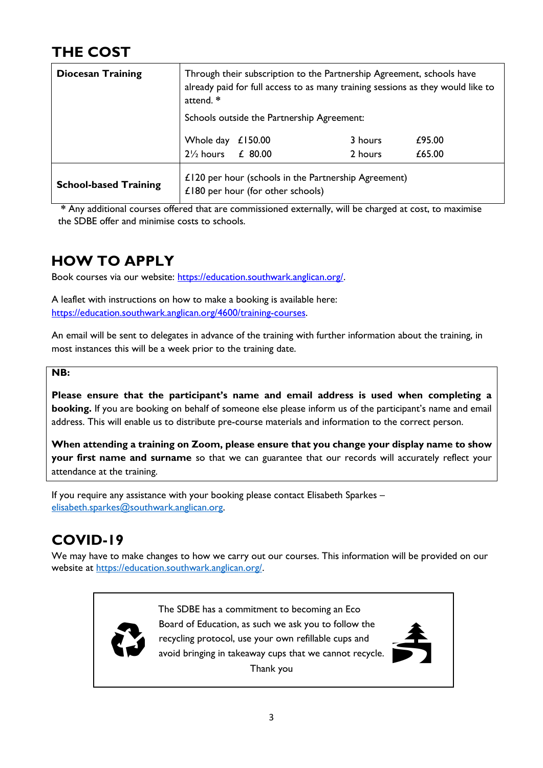## THE COST

| | |
|---|---|
| **Diocesan Training** | Through their subscription to the Partnership Agreement, schools have already paid for full access to as many training sessions as they would like to attend. * <br><br> Schools outside the Partnership Agreement: <br><br> Whole day £150.00 &nbsp;&nbsp;&nbsp; 3 hours £95.00 <br> 2½ hours £ 80.00 &nbsp;&nbsp;&nbsp; 2 hours £65.00 |
| **School-based Training** | £120 per hour (schools in the Partnership Agreement) <br> £180 per hour (for other schools) |

\* Any additional courses offered that are commissioned externally, will be charged at cost, to maximise the SDBE offer and minimise costs to schools.

## HOW TO APPLY

Book courses via our website: https://education.southwark.anglican.org/.

A leaflet with instructions on how to make a booking is available here: https://education.southwark.anglican.org/4600/training-courses.

An email will be sent to delegates in advance of the training with further information about the training, in most instances this will be a week prior to the training date.

> **NB:**
>
> **Please ensure that the participant's name and email address is used when completing a booking.** If you are booking on behalf of someone else please inform us of the participant's name and email address. This will enable us to distribute pre-course materials and information to the correct person.
>
> **When attending a training on Zoom, please ensure that you change your display name to show your first name and surname** so that we can guarantee that our records will accurately reflect your attendance at the training.

If you require any assistance with your booking please contact Elisabeth Sparkes – elisabeth.sparkes@southwark.anglican.org.

## COVID-19

We may have to make changes to how we carry out our courses. This information will be provided on our website at https://education.southwark.anglican.org/.

> The SDBE has a commitment to becoming an Eco Board of Education, as such we ask you to follow the recycling protocol, use your own refillable cups and avoid bringing in takeaway cups that we cannot recycle.
>
> Thank you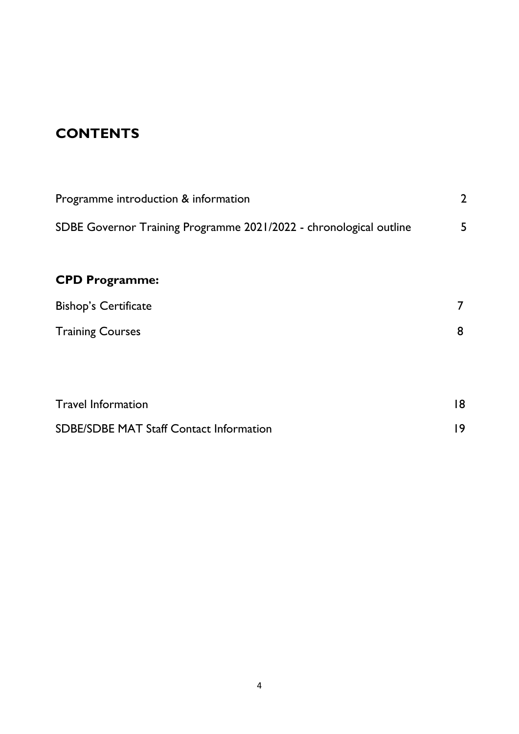## CONTENTS

| | |
|---|---|
| Programme introduction & information | 2 |
| SDBE Governor Training Programme 2021/2022 - chronological outline | 5 |

### CPD Programme:

| | |
|---|---|
| Bishop's Certificate | 7 |
| Training Courses | 8 |

| | |
|---|---|
| Travel Information | 18 |
| SDBE/SDBE MAT Staff Contact Information | 19 |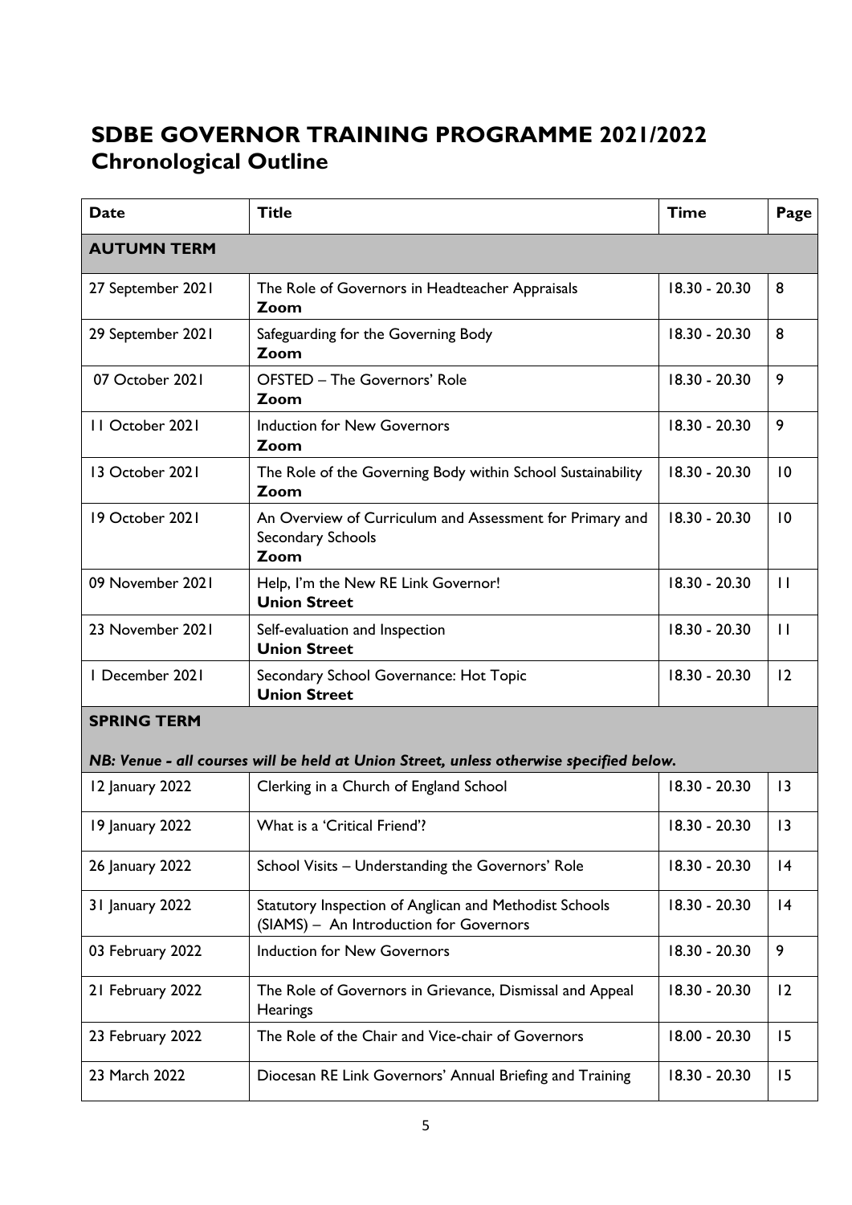# SDBE GOVERNOR TRAINING PROGRAMME 2021/2022
## Chronological Outline

| Date | Title | Time | Page |
|---|---|---|---|
| **AUTUMN TERM** | | | |
| 27 September 2021 | The Role of Governors in Headteacher Appraisals **Zoom** | 18.30 - 20.30 | 8 |
| 29 September 2021 | Safeguarding for the Governing Body **Zoom** | 18.30 - 20.30 | 8 |
| 07 October 2021 | OFSTED – The Governors' Role **Zoom** | 18.30 - 20.30 | 9 |
| 11 October 2021 | Induction for New Governors **Zoom** | 18.30 - 20.30 | 9 |
| 13 October 2021 | The Role of the Governing Body within School Sustainability **Zoom** | 18.30 - 20.30 | 10 |
| 19 October 2021 | An Overview of Curriculum and Assessment for Primary and Secondary Schools **Zoom** | 18.30 - 20.30 | 10 |
| 09 November 2021 | Help, I'm the New RE Link Governor! **Union Street** | 18.30 - 20.30 | 11 |
| 23 November 2021 | Self-evaluation and Inspection **Union Street** | 18.30 - 20.30 | 11 |
| 1 December 2021 | Secondary School Governance: Hot Topic **Union Street** | 18.30 - 20.30 | 12 |
| **SPRING TERM** *NB: Venue - all courses will be held at Union Street, unless otherwise specified below.* | | | |
| 12 January 2022 | Clerking in a Church of England School | 18.30 - 20.30 | 13 |
| 19 January 2022 | What is a 'Critical Friend'? | 18.30 - 20.30 | 13 |
| 26 January 2022 | School Visits – Understanding the Governors' Role | 18.30 - 20.30 | 14 |
| 31 January 2022 | Statutory Inspection of Anglican and Methodist Schools (SIAMS) – An Introduction for Governors | 18.30 - 20.30 | 14 |
| 03 February 2022 | Induction for New Governors | 18.30 - 20.30 | 9 |
| 21 February 2022 | The Role of Governors in Grievance, Dismissal and Appeal Hearings | 18.30 - 20.30 | 12 |
| 23 February 2022 | The Role of the Chair and Vice-chair of Governors | 18.00 - 20.30 | 15 |
| 23 March 2022 | Diocesan RE Link Governors' Annual Briefing and Training | 18.30 - 20.30 | 15 |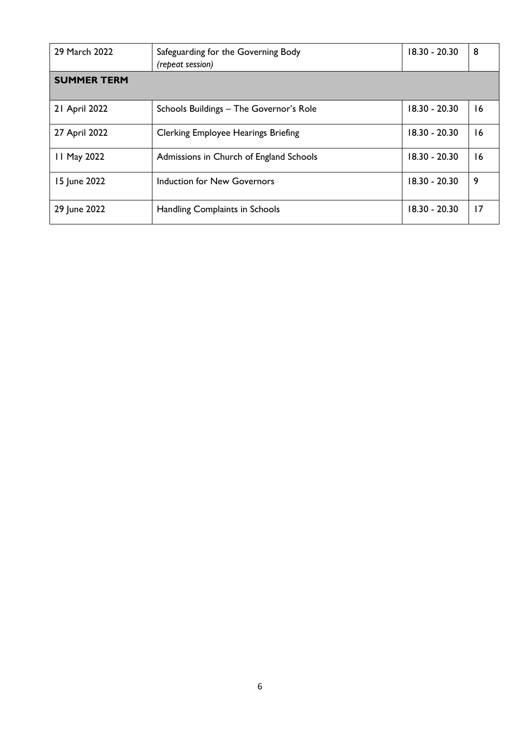| 29 March 2022 | Safeguarding for the Governing Body *(repeat session)* | 18.30 - 20.30 | 8 |
|---|---|---|---|
| **SUMMER TERM** | | | |
| 21 April 2022 | Schools Buildings – The Governor's Role | 18.30 - 20.30 | 16 |
| 27 April 2022 | Clerking Employee Hearings Briefing | 18.30 - 20.30 | 16 |
| 11 May 2022 | Admissions in Church of England Schools | 18.30 - 20.30 | 16 |
| 15 June 2022 | Induction for New Governors | 18.30 - 20.30 | 9 |
| 29 June 2022 | Handling Complaints in Schools | 18.30 - 20.30 | 17 |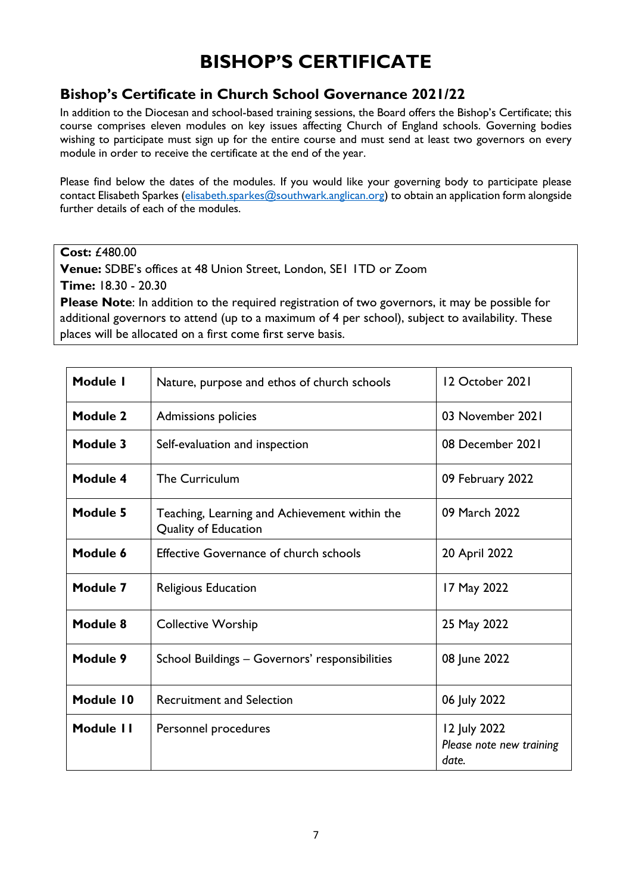# BISHOP'S CERTIFICATE

## Bishop's Certificate in Church School Governance 2021/22

In addition to the Diocesan and school-based training sessions, the Board offers the Bishop's Certificate; this course comprises eleven modules on key issues affecting Church of England schools. Governing bodies wishing to participate must sign up for the entire course and must send at least two governors on every module in order to receive the certificate at the end of the year.

Please find below the dates of the modules. If you would like your governing body to participate please contact Elisabeth Sparkes (elisabeth.sparkes@southwark.anglican.org) to obtain an application form alongside further details of each of the modules.

**Cost:** £480.00
**Venue:** SDBE's offices at 48 Union Street, London, SE1 1TD or Zoom
**Time:** 18.30 - 20.30
**Please Note**: In addition to the required registration of two governors, it may be possible for additional governors to attend (up to a maximum of 4 per school), subject to availability. These places will be allocated on a first come first serve basis.

| | | |
|---|---|---|
| **Module 1** | Nature, purpose and ethos of church schools | 12 October 2021 |
| **Module 2** | Admissions policies | 03 November 2021 |
| **Module 3** | Self-evaluation and inspection | 08 December 2021 |
| **Module 4** | The Curriculum | 09 February 2022 |
| **Module 5** | Teaching, Learning and Achievement within the Quality of Education | 09 March 2022 |
| **Module 6** | Effective Governance of church schools | 20 April 2022 |
| **Module 7** | Religious Education | 17 May 2022 |
| **Module 8** | Collective Worship | 25 May 2022 |
| **Module 9** | School Buildings – Governors' responsibilities | 08 June 2022 |
| **Module 10** | Recruitment and Selection | 06 July 2022 |
| **Module 11** | Personnel procedures | 12 July 2022 *Please note new training date.* |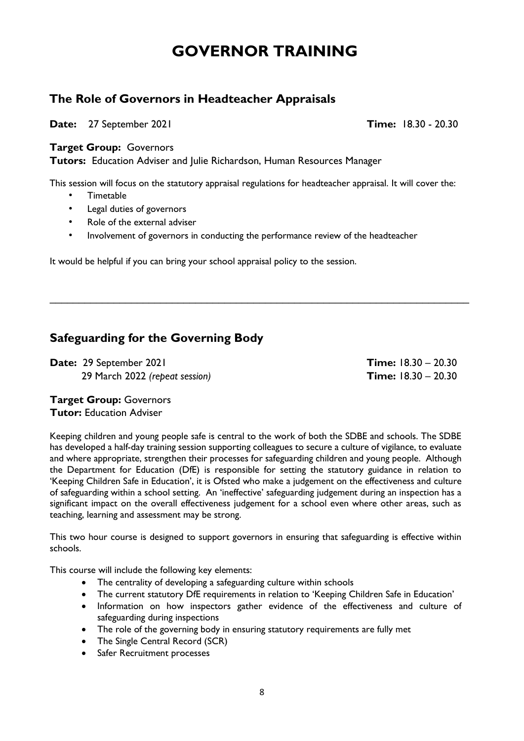# GOVERNOR TRAINING

## The Role of Governors in Headteacher Appraisals

**Date:** 27 September 2021 **Time:** 18.30 - 20.30

**Target Group:** Governors
**Tutors:** Education Adviser and Julie Richardson, Human Resources Manager

This session will focus on the statutory appraisal regulations for headteacher appraisal. It will cover the:

- Timetable
- Legal duties of governors
- Role of the external adviser
- Involvement of governors in conducting the performance review of the headteacher

It would be helpful if you can bring your school appraisal policy to the session.

---

## Safeguarding for the Governing Body

**Date:** 29 September 2021 **Time:** 18.30 – 20.30
29 March 2022 *(repeat session)* **Time:** 18.30 – 20.30

**Target Group:** Governors
**Tutor:** Education Adviser

Keeping children and young people safe is central to the work of both the SDBE and schools. The SDBE has developed a half-day training session supporting colleagues to secure a culture of vigilance, to evaluate and where appropriate, strengthen their processes for safeguarding children and young people. Although the Department for Education (DfE) is responsible for setting the statutory guidance in relation to 'Keeping Children Safe in Education', it is Ofsted who make a judgement on the effectiveness and culture of safeguarding within a school setting. An 'ineffective' safeguarding judgement during an inspection has a significant impact on the overall effectiveness judgement for a school even where other areas, such as teaching, learning and assessment may be strong.

This two hour course is designed to support governors in ensuring that safeguarding is effective within schools.

This course will include the following key elements:

- The centrality of developing a safeguarding culture within schools
- The current statutory DfE requirements in relation to 'Keeping Children Safe in Education'
- Information on how inspectors gather evidence of the effectiveness and culture of safeguarding during inspections
- The role of the governing body in ensuring statutory requirements are fully met
- The Single Central Record (SCR)
- Safer Recruitment processes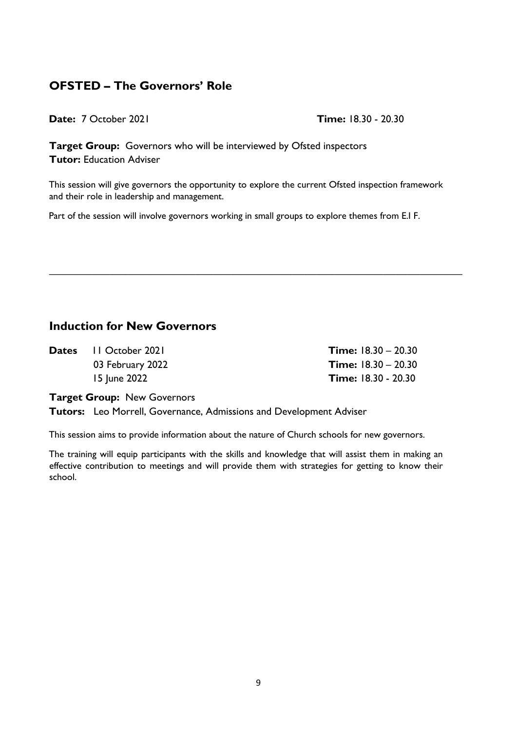## OFSTED – The Governors' Role

**Date:** 7 October 2021 **Time:** 18.30 - 20.30

**Target Group:** Governors who will be interviewed by Ofsted inspectors
**Tutor:** Education Adviser

This session will give governors the opportunity to explore the current Ofsted inspection framework and their role in leadership and management.

Part of the session will involve governors working in small groups to explore themes from E.I F.

---

## Induction for New Governors

| **Dates** | | |
|---|---|---|
| | 11 October 2021 | **Time:** 18.30 – 20.30 |
| | 03 February 2022 | **Time:** 18.30 – 20.30 |
| | 15 June 2022 | **Time:** 18.30 - 20.30 |

**Target Group:** New Governors

**Tutors:** Leo Morrell, Governance, Admissions and Development Adviser

This session aims to provide information about the nature of Church schools for new governors.

The training will equip participants with the skills and knowledge that will assist them in making an effective contribution to meetings and will provide them with strategies for getting to know their school.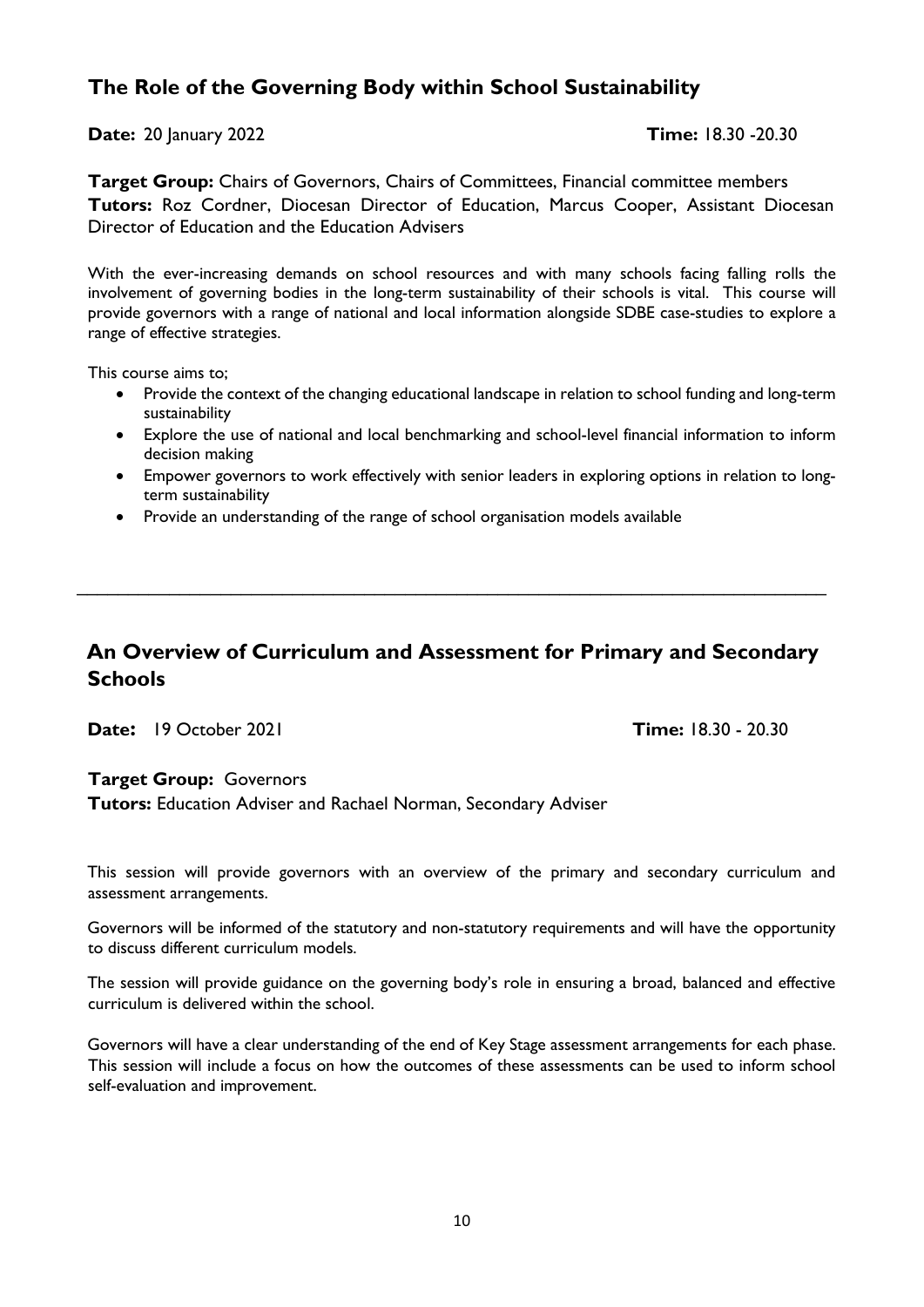## The Role of the Governing Body within School Sustainability

**Date:** 20 January 2022 **Time:** 18.30 -20.30

**Target Group:** Chairs of Governors, Chairs of Committees, Financial committee members
**Tutors:** Roz Cordner, Diocesan Director of Education, Marcus Cooper, Assistant Diocesan Director of Education and the Education Advisers

With the ever-increasing demands on school resources and with many schools facing falling rolls the involvement of governing bodies in the long-term sustainability of their schools is vital. This course will provide governors with a range of national and local information alongside SDBE case-studies to explore a range of effective strategies.

This course aims to;

- Provide the context of the changing educational landscape in relation to school funding and long-term sustainability
- Explore the use of national and local benchmarking and school-level financial information to inform decision making
- Empower governors to work effectively with senior leaders in exploring options in relation to long-term sustainability
- Provide an understanding of the range of school organisation models available

---

## An Overview of Curriculum and Assessment for Primary and Secondary Schools

**Date:** 19 October 2021 **Time:** 18.30 - 20.30

**Target Group:** Governors
**Tutors:** Education Adviser and Rachael Norman, Secondary Adviser

This session will provide governors with an overview of the primary and secondary curriculum and assessment arrangements.

Governors will be informed of the statutory and non-statutory requirements and will have the opportunity to discuss different curriculum models.

The session will provide guidance on the governing body's role in ensuring a broad, balanced and effective curriculum is delivered within the school.

Governors will have a clear understanding of the end of Key Stage assessment arrangements for each phase. This session will include a focus on how the outcomes of these assessments can be used to inform school self-evaluation and improvement.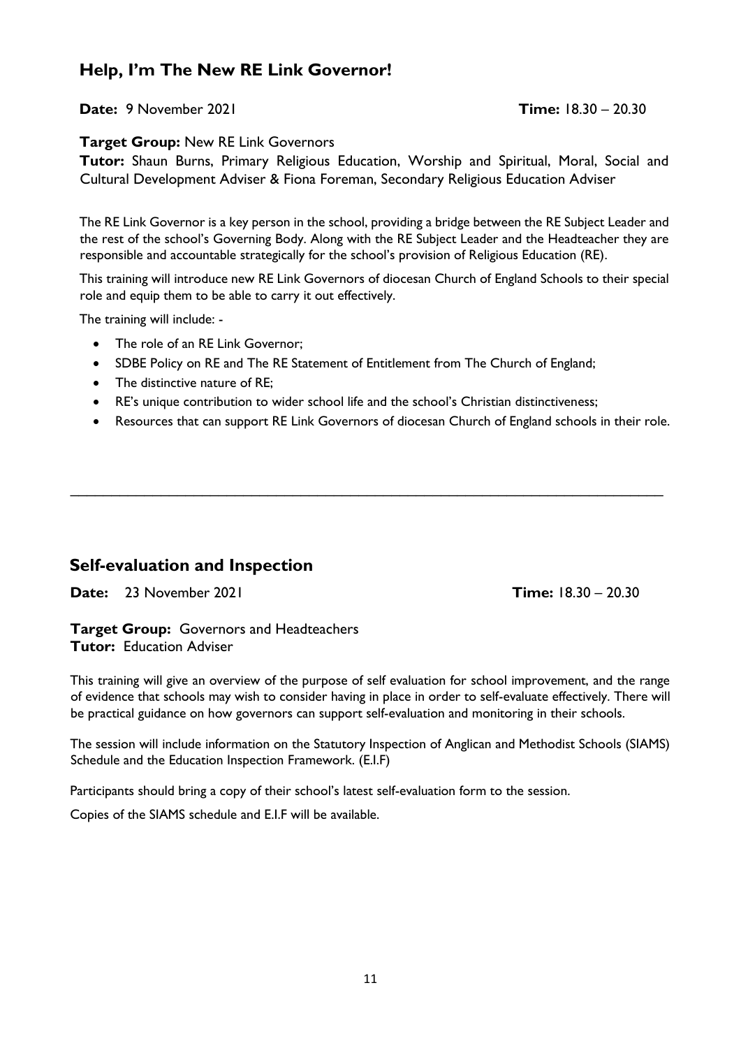## Help, I'm The New RE Link Governor!

**Date:** 9 November 2021 **Time:** 18.30 – 20.30

**Target Group:** New RE Link Governors
**Tutor:** Shaun Burns, Primary Religious Education, Worship and Spiritual, Moral, Social and Cultural Development Adviser & Fiona Foreman, Secondary Religious Education Adviser

The RE Link Governor is a key person in the school, providing a bridge between the RE Subject Leader and the rest of the school's Governing Body. Along with the RE Subject Leader and the Headteacher they are responsible and accountable strategically for the school's provision of Religious Education (RE).

This training will introduce new RE Link Governors of diocesan Church of England Schools to their special role and equip them to be able to carry it out effectively.

The training will include: -

- The role of an RE Link Governor;
- SDBE Policy on RE and The RE Statement of Entitlement from The Church of England;
- The distinctive nature of RE;
- RE's unique contribution to wider school life and the school's Christian distinctiveness;
- Resources that can support RE Link Governors of diocesan Church of England schools in their role.

---

## Self-evaluation and Inspection

**Date:** 23 November 2021 **Time:** 18.30 – 20.30

**Target Group:** Governors and Headteachers
**Tutor:** Education Adviser

This training will give an overview of the purpose of self evaluation for school improvement, and the range of evidence that schools may wish to consider having in place in order to self-evaluate effectively. There will be practical guidance on how governors can support self-evaluation and monitoring in their schools.

The session will include information on the Statutory Inspection of Anglican and Methodist Schools (SIAMS) Schedule and the Education Inspection Framework. (E.I.F)

Participants should bring a copy of their school's latest self-evaluation form to the session.

Copies of the SIAMS schedule and E.I.F will be available.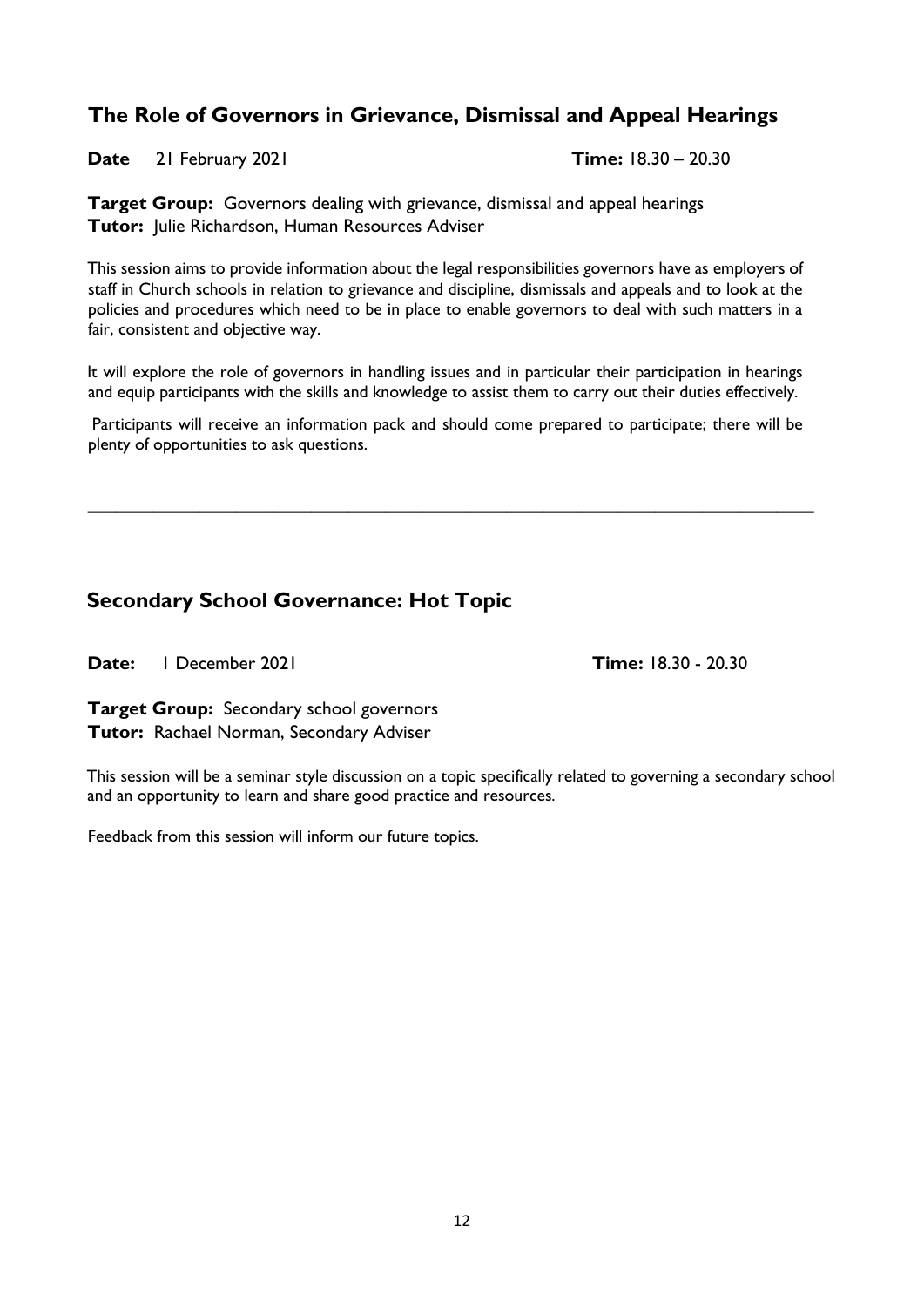## The Role of Governors in Grievance, Dismissal and Appeal Hearings

**Date** 21 February 2021 **Time:** 18.30 – 20.30

**Target Group:** Governors dealing with grievance, dismissal and appeal hearings
**Tutor:** Julie Richardson, Human Resources Adviser

This session aims to provide information about the legal responsibilities governors have as employers of staff in Church schools in relation to grievance and discipline, dismissals and appeals and to look at the policies and procedures which need to be in place to enable governors to deal with such matters in a fair, consistent and objective way.

It will explore the role of governors in handling issues and in particular their participation in hearings and equip participants with the skills and knowledge to assist them to carry out their duties effectively.

Participants will receive an information pack and should come prepared to participate; there will be plenty of opportunities to ask questions.

---

## Secondary School Governance: Hot Topic

**Date:** 1 December 2021 **Time:** 18.30 - 20.30

**Target Group:** Secondary school governors
**Tutor:** Rachael Norman, Secondary Adviser

This session will be a seminar style discussion on a topic specifically related to governing a secondary school and an opportunity to learn and share good practice and resources.

Feedback from this session will inform our future topics.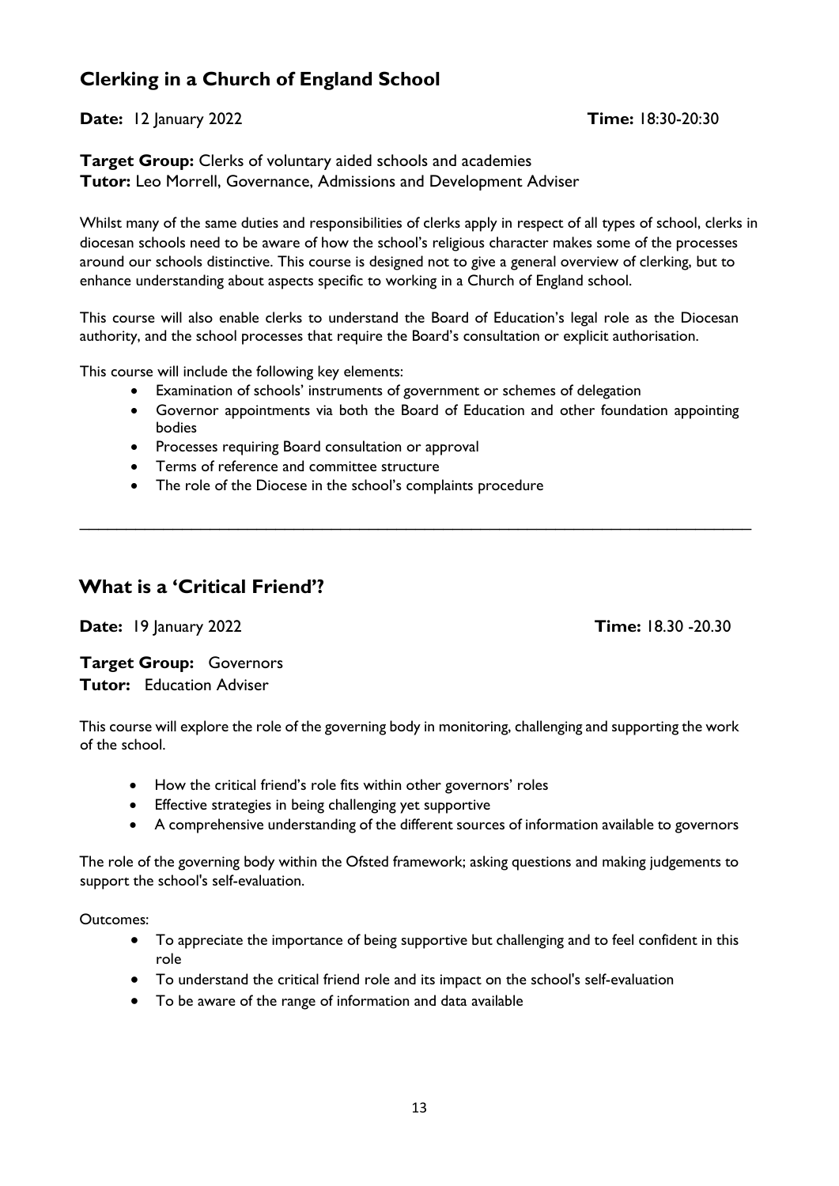## Clerking in a Church of England School

**Date:** 12 January 2022 **Time:** 18:30-20:30

**Target Group:** Clerks of voluntary aided schools and academies
**Tutor:** Leo Morrell, Governance, Admissions and Development Adviser

Whilst many of the same duties and responsibilities of clerks apply in respect of all types of school, clerks in diocesan schools need to be aware of how the school's religious character makes some of the processes around our schools distinctive. This course is designed not to give a general overview of clerking, but to enhance understanding about aspects specific to working in a Church of England school.

This course will also enable clerks to understand the Board of Education's legal role as the Diocesan authority, and the school processes that require the Board's consultation or explicit authorisation.

This course will include the following key elements:

- Examination of schools' instruments of government or schemes of delegation
- Governor appointments via both the Board of Education and other foundation appointing bodies
- Processes requiring Board consultation or approval
- Terms of reference and committee structure
- The role of the Diocese in the school's complaints procedure

---

## What is a 'Critical Friend'?

**Date:** 19 January 2022 **Time:** 18.30 -20.30

**Target Group:** Governors
**Tutor:** Education Adviser

This course will explore the role of the governing body in monitoring, challenging and supporting the work of the school.

- How the critical friend's role fits within other governors' roles
- Effective strategies in being challenging yet supportive
- A comprehensive understanding of the different sources of information available to governors

The role of the governing body within the Ofsted framework; asking questions and making judgements to support the school's self-evaluation.

Outcomes:

- To appreciate the importance of being supportive but challenging and to feel confident in this role
- To understand the critical friend role and its impact on the school's self-evaluation
- To be aware of the range of information and data available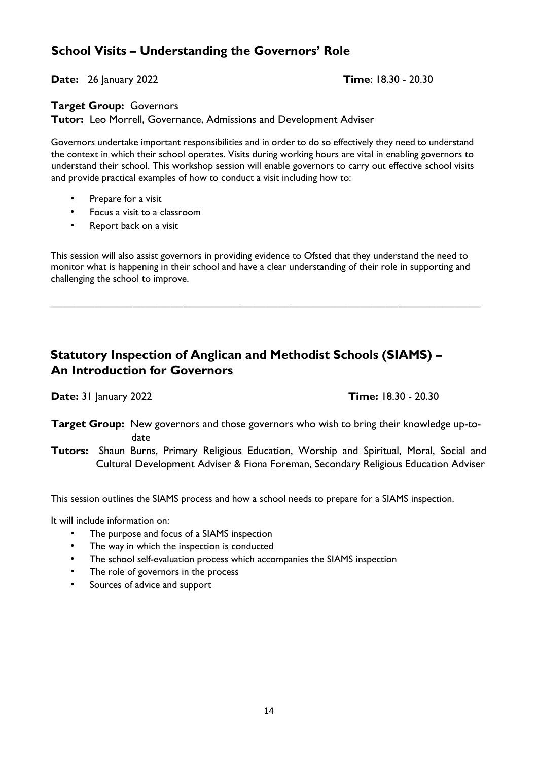## School Visits – Understanding the Governors' Role

**Date:** 26 January 2022 **Time**: 18.30 - 20.30

**Target Group:** Governors

**Tutor:** Leo Morrell, Governance, Admissions and Development Adviser

Governors undertake important responsibilities and in order to do so effectively they need to understand the context in which their school operates. Visits during working hours are vital in enabling governors to understand their school. This workshop session will enable governors to carry out effective school visits and provide practical examples of how to conduct a visit including how to:

- Prepare for a visit
- Focus a visit to a classroom
- Report back on a visit

This session will also assist governors in providing evidence to Ofsted that they understand the need to monitor what is happening in their school and have a clear understanding of their role in supporting and challenging the school to improve.

---

## Statutory Inspection of Anglican and Methodist Schools (SIAMS) – An Introduction for Governors

**Date:** 31 January 2022 **Time:** 18.30 - 20.30

**Target Group:** New governors and those governors who wish to bring their knowledge up-to-date

**Tutors:** Shaun Burns, Primary Religious Education, Worship and Spiritual, Moral, Social and Cultural Development Adviser & Fiona Foreman, Secondary Religious Education Adviser

This session outlines the SIAMS process and how a school needs to prepare for a SIAMS inspection.

It will include information on:

- The purpose and focus of a SIAMS inspection
- The way in which the inspection is conducted
- The school self-evaluation process which accompanies the SIAMS inspection
- The role of governors in the process
- Sources of advice and support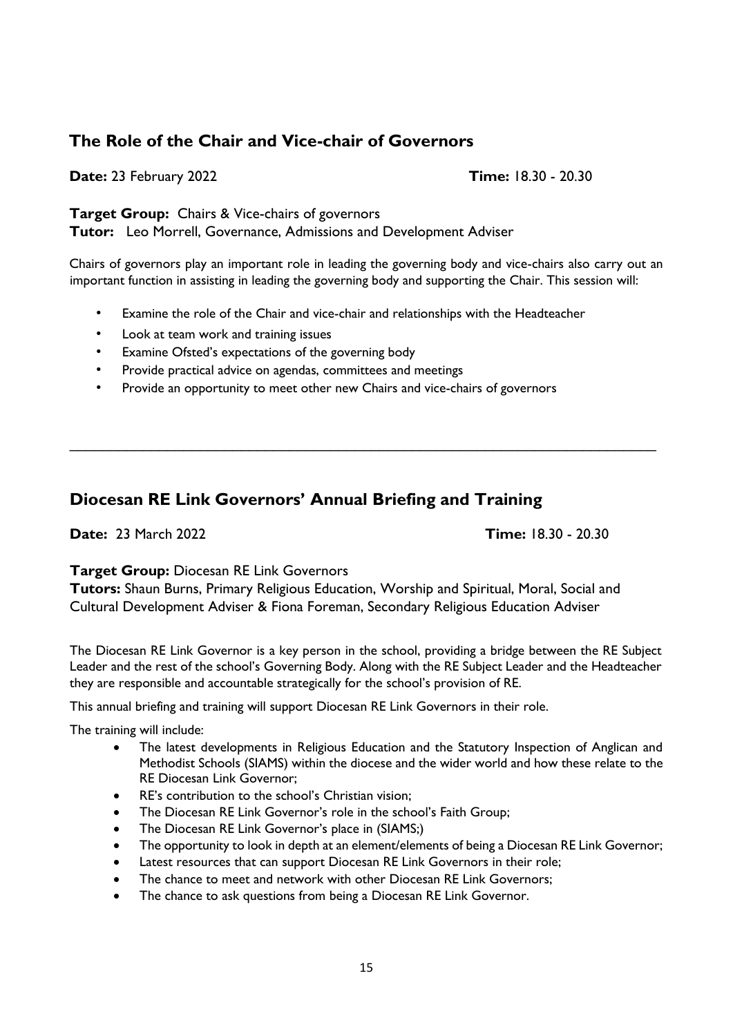## The Role of the Chair and Vice-chair of Governors

**Date:** 23 February 2022 **Time:** 18.30 - 20.30

**Target Group:** Chairs & Vice-chairs of governors
**Tutor:** Leo Morrell, Governance, Admissions and Development Adviser

Chairs of governors play an important role in leading the governing body and vice-chairs also carry out an important function in assisting in leading the governing body and supporting the Chair. This session will:

- Examine the role of the Chair and vice-chair and relationships with the Headteacher
- Look at team work and training issues
- Examine Ofsted's expectations of the governing body
- Provide practical advice on agendas, committees and meetings
- Provide an opportunity to meet other new Chairs and vice-chairs of governors

---

## Diocesan RE Link Governors' Annual Briefing and Training

**Date:** 23 March 2022 **Time:** 18.30 - 20.30

**Target Group:** Diocesan RE Link Governors
**Tutors:** Shaun Burns, Primary Religious Education, Worship and Spiritual, Moral, Social and Cultural Development Adviser & Fiona Foreman, Secondary Religious Education Adviser

The Diocesan RE Link Governor is a key person in the school, providing a bridge between the RE Subject Leader and the rest of the school's Governing Body. Along with the RE Subject Leader and the Headteacher they are responsible and accountable strategically for the school's provision of RE.

This annual briefing and training will support Diocesan RE Link Governors in their role.

The training will include:

- The latest developments in Religious Education and the Statutory Inspection of Anglican and Methodist Schools (SIAMS) within the diocese and the wider world and how these relate to the RE Diocesan Link Governor;
- RE's contribution to the school's Christian vision;
- The Diocesan RE Link Governor's role in the school's Faith Group;
- The Diocesan RE Link Governor's place in (SIAMS;)
- The opportunity to look in depth at an element/elements of being a Diocesan RE Link Governor;
- Latest resources that can support Diocesan RE Link Governors in their role;
- The chance to meet and network with other Diocesan RE Link Governors;
- The chance to ask questions from being a Diocesan RE Link Governor.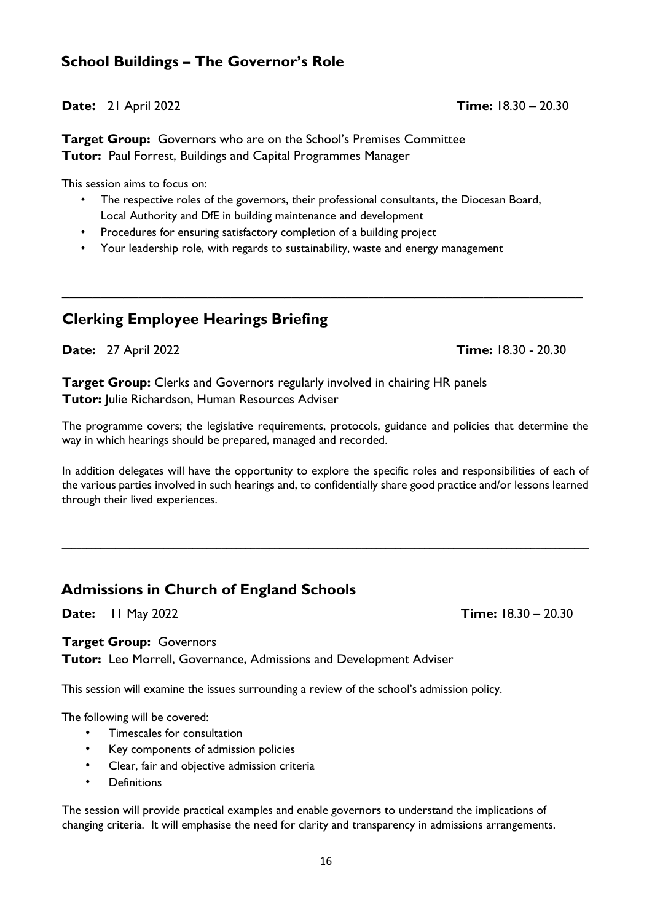## School Buildings – The Governor's Role

**Date:** 21 April 2022 **Time:** 18.30 – 20.30

**Target Group:** Governors who are on the School's Premises Committee
**Tutor:** Paul Forrest, Buildings and Capital Programmes Manager

This session aims to focus on:

- The respective roles of the governors, their professional consultants, the Diocesan Board, Local Authority and DfE in building maintenance and development
- Procedures for ensuring satisfactory completion of a building project
- Your leadership role, with regards to sustainability, waste and energy management

---

## Clerking Employee Hearings Briefing

**Date:** 27 April 2022 **Time:** 18.30 - 20.30

**Target Group:** Clerks and Governors regularly involved in chairing HR panels
**Tutor:** Julie Richardson, Human Resources Adviser

The programme covers; the legislative requirements, protocols, guidance and policies that determine the way in which hearings should be prepared, managed and recorded.

In addition delegates will have the opportunity to explore the specific roles and responsibilities of each of the various parties involved in such hearings and, to confidentially share good practice and/or lessons learned through their lived experiences.

---

## Admissions in Church of England Schools

**Date:** 11 May 2022 **Time:** 18.30 – 20.30

**Target Group:** Governors
**Tutor:** Leo Morrell, Governance, Admissions and Development Adviser

This session will examine the issues surrounding a review of the school's admission policy.

The following will be covered:

- Timescales for consultation
- Key components of admission policies
- Clear, fair and objective admission criteria
- Definitions

The session will provide practical examples and enable governors to understand the implications of changing criteria. It will emphasise the need for clarity and transparency in admissions arrangements.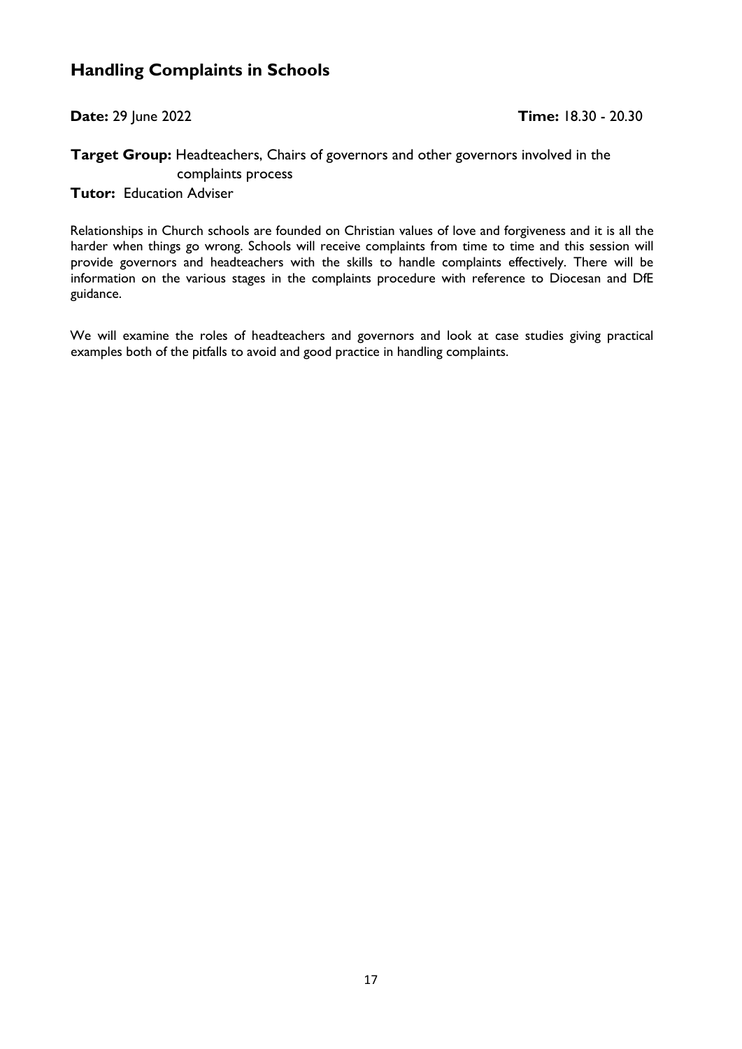## Handling Complaints in Schools

**Date:** 29 June 2022 **Time:** 18.30 - 20.30

**Target Group:** Headteachers, Chairs of governors and other governors involved in the complaints process

**Tutor:** Education Adviser

Relationships in Church schools are founded on Christian values of love and forgiveness and it is all the harder when things go wrong. Schools will receive complaints from time to time and this session will provide governors and headteachers with the skills to handle complaints effectively. There will be information on the various stages in the complaints procedure with reference to Diocesan and DfE guidance.

We will examine the roles of headteachers and governors and look at case studies giving practical examples both of the pitfalls to avoid and good practice in handling complaints.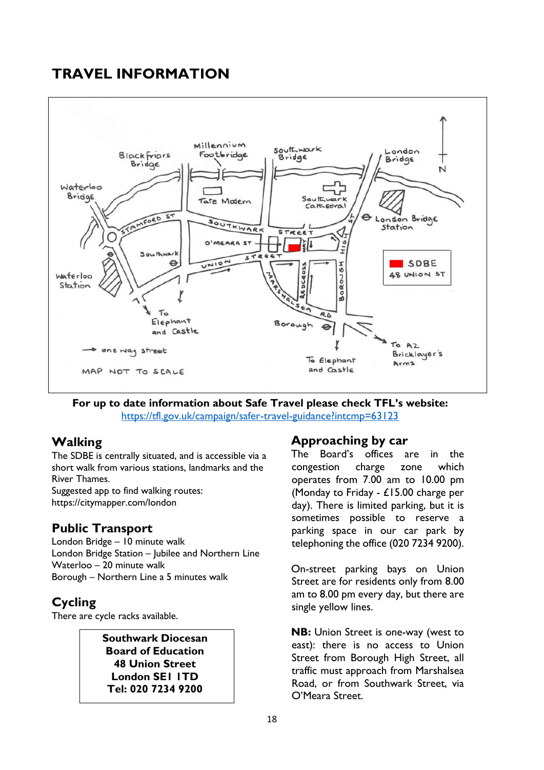# TRAVEL INFORMATION

**For up to date information about Safe Travel please check TFL's website:**
https://tfl.gov.uk/campaign/safer-travel-guidance?intcmp=63123

## Walking

The SDBE is centrally situated, and is accessible via a short walk from various stations, landmarks and the River Thames.
Suggested app to find walking routes:
https://citymapper.com/london

## Public Transport

London Bridge – 10 minute walk
London Bridge Station – Jubilee and Northern Line
Waterloo – 20 minute walk
Borough – Northern Line a 5 minutes walk

## Cycling

There are cycle racks available.

**Southwark Diocesan Board of Education**
**48 Union Street**
**London SE1 1TD**
**Tel: 020 7234 9200**

## Approaching by car

The Board's offices are in the congestion charge zone which operates from 7.00 am to 10.00 pm (Monday to Friday - £15.00 charge per day). There is limited parking, but it is sometimes possible to reserve a parking space in our car park by telephoning the office (020 7234 9200).

On-street parking bays on Union Street are for residents only from 8.00 am to 8.00 pm every day, but there are single yellow lines.

**NB:** Union Street is one-way (west to east): there is no access to Union Street from Borough High Street, all traffic must approach from Marshalsea Road, or from Southwark Street, via O'Meara Street.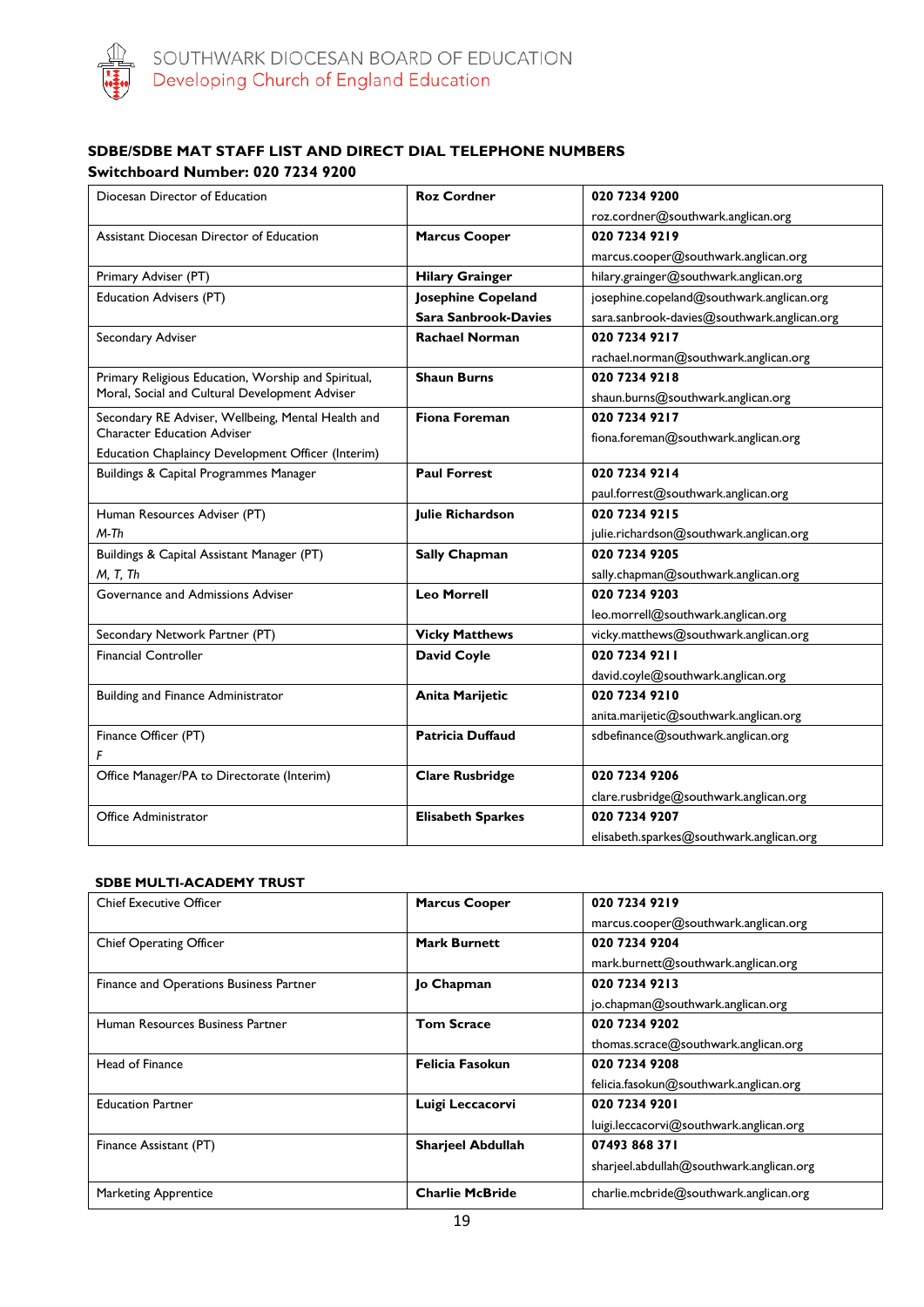SOUTHWARK DIOCESAN BOARD OF EDUCATION
Developing Church of England Education

### SDBE/SDBE MAT STAFF LIST AND DIRECT DIAL TELEPHONE NUMBERS

**Switchboard Number: 020 7234 9200**

| Role | Name | Contact |
|---|---|---|
| Diocesan Director of Education | **Roz Cordner** | **020 7234 9200** roz.cordner@southwark.anglican.org |
| Assistant Diocesan Director of Education | **Marcus Cooper** | **020 7234 9219** marcus.cooper@southwark.anglican.org |
| Primary Adviser (PT) | **Hilary Grainger** | hilary.grainger@southwark.anglican.org |
| Education Advisers (PT) | **Josephine Copeland** **Sara Sanbrook-Davies** | josephine.copeland@southwark.anglican.org sara.sanbrook-davies@southwark.anglican.org |
| Secondary Adviser | **Rachael Norman** | **020 7234 9217** rachael.norman@southwark.anglican.org |
| Primary Religious Education, Worship and Spiritual, Moral, Social and Cultural Development Adviser | **Shaun Burns** | **020 7234 9218** shaun.burns@southwark.anglican.org |
| Secondary RE Adviser, Wellbeing, Mental Health and Character Education Adviser Education Chaplaincy Development Officer (Interim) | **Fiona Foreman** | **020 7234 9217** fiona.foreman@southwark.anglican.org |
| Buildings & Capital Programmes Manager | **Paul Forrest** | **020 7234 9214** paul.forrest@southwark.anglican.org |
| Human Resources Adviser (PT) *M-Th* | **Julie Richardson** | **020 7234 9215** julie.richardson@southwark.anglican.org |
| Buildings & Capital Assistant Manager (PT) *M, T, Th* | **Sally Chapman** | **020 7234 9205** sally.chapman@southwark.anglican.org |
| Governance and Admissions Adviser | **Leo Morrell** | **020 7234 9203** leo.morrell@southwark.anglican.org |
| Secondary Network Partner (PT) | **Vicky Matthews** | vicky.matthews@southwark.anglican.org |
| Financial Controller | **David Coyle** | **020 7234 9211** david.coyle@southwark.anglican.org |
| Building and Finance Administrator | **Anita Marijetic** | **020 7234 9210** anita.marijetic@southwark.anglican.org |
| Finance Officer (PT) *F* | **Patricia Duffaud** | sdbefinance@southwark.anglican.org |
| Office Manager/PA to Directorate (Interim) | **Clare Rusbridge** | **020 7234 9206** clare.rusbridge@southwark.anglican.org |
| Office Administrator | **Elisabeth Sparkes** | **020 7234 9207** elisabeth.sparkes@southwark.anglican.org |

### SDBE MULTI-ACADEMY TRUST

| Role | Name | Contact |
|---|---|---|
| Chief Executive Officer | **Marcus Cooper** | **020 7234 9219** marcus.cooper@southwark.anglican.org |
| Chief Operating Officer | **Mark Burnett** | **020 7234 9204** mark.burnett@southwark.anglican.org |
| Finance and Operations Business Partner | **Jo Chapman** | **020 7234 9213** jo.chapman@southwark.anglican.org |
| Human Resources Business Partner | **Tom Scrace** | **020 7234 9202** thomas.scrace@southwark.anglican.org |
| Head of Finance | **Felicia Fasokun** | **020 7234 9208** felicia.fasokun@southwark.anglican.org |
| Education Partner | **Luigi Leccacorvi** | **020 7234 9201** luigi.leccacorvi@southwark.anglican.org |
| Finance Assistant (PT) | **Sharjeel Abdullah** | **07493 868 371** sharjeel.abdullah@southwark.anglican.org |
| Marketing Apprentice | **Charlie McBride** | charlie.mcbride@southwark.anglican.org |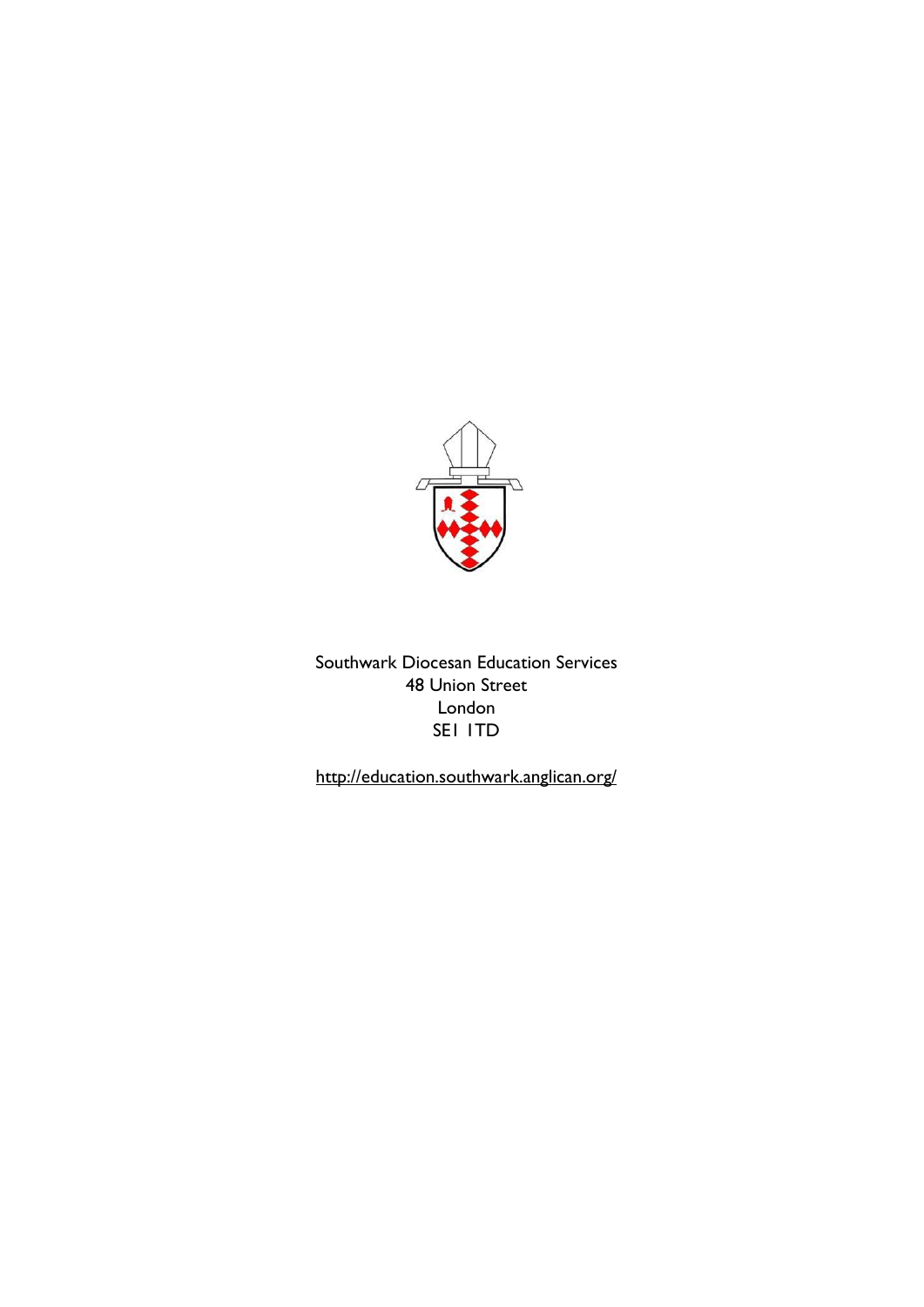Southwark Diocesan Education Services
48 Union Street
London
SE1 1TD

http://education.southwark.anglican.org/